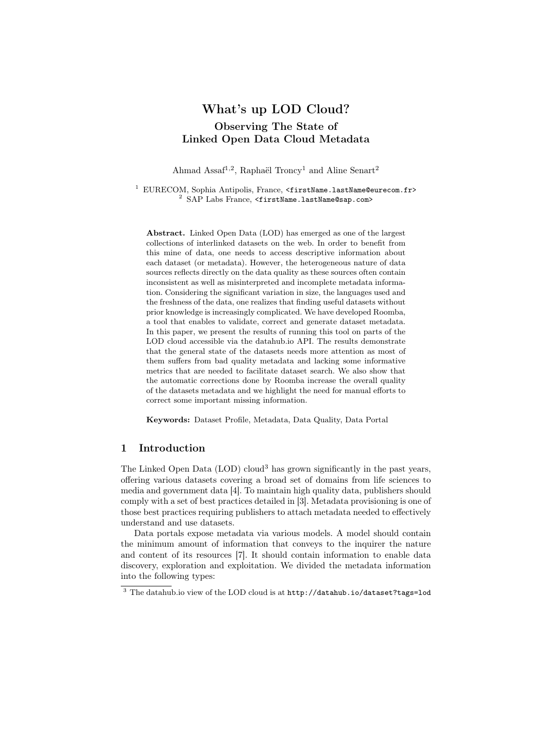# What's up LOD Cloud?

## Observing The State of Linked Open Data Cloud Metadata

Ahmad Assaf[1,2], Raphaël Troncy[1] and Aline Senart[2]

[1] EURECOM, Sophia Antipolis, France, <firstName.lastName@eurecom.fr>
[2] SAP Labs France, <firstName.lastName@sap.com>

**Abstract.** Linked Open Data (LOD) has emerged as one of the largest collections of interlinked datasets on the web. In order to benefit from this mine of data, one needs to access descriptive information about each dataset (or metadata). However, the heterogeneous nature of data sources reflects directly on the data quality as these sources often contain inconsistent as well as misinterpreted and incomplete metadata information. Considering the significant variation in size, the languages used and the freshness of the data, one realizes that finding useful datasets without prior knowledge is increasingly complicated. We have developed Roomba, a tool that enables to validate, correct and generate dataset metadata. In this paper, we present the results of running this tool on parts of the LOD cloud accessible via the datahub.io API. The results demonstrate that the general state of the datasets needs more attention as most of them suffers from bad quality metadata and lacking some informative metrics that are needed to facilitate dataset search. We also show that the automatic corrections done by Roomba increase the overall quality of the datasets metadata and we highlight the need for manual efforts to correct some important missing information.

**Keywords:** Dataset Profile, Metadata, Data Quality, Data Portal

## 1 Introduction

The Linked Open Data (LOD) cloud[3] has grown significantly in the past years, offering various datasets covering a broad set of domains from life sciences to media and government data [4]. To maintain high quality data, publishers should comply with a set of best practices detailed in [3]. Metadata provisioning is one of those best practices requiring publishers to attach metadata needed to effectively understand and use datasets.

Data portals expose metadata via various models. A model should contain the minimum amount of information that conveys to the inquirer the nature and content of its resources [7]. It should contain information to enable data discovery, exploration and exploitation. We divided the metadata information into the following types:

[3] The datahub.io view of the LOD cloud is at http://datahub.io/dataset?tags=lod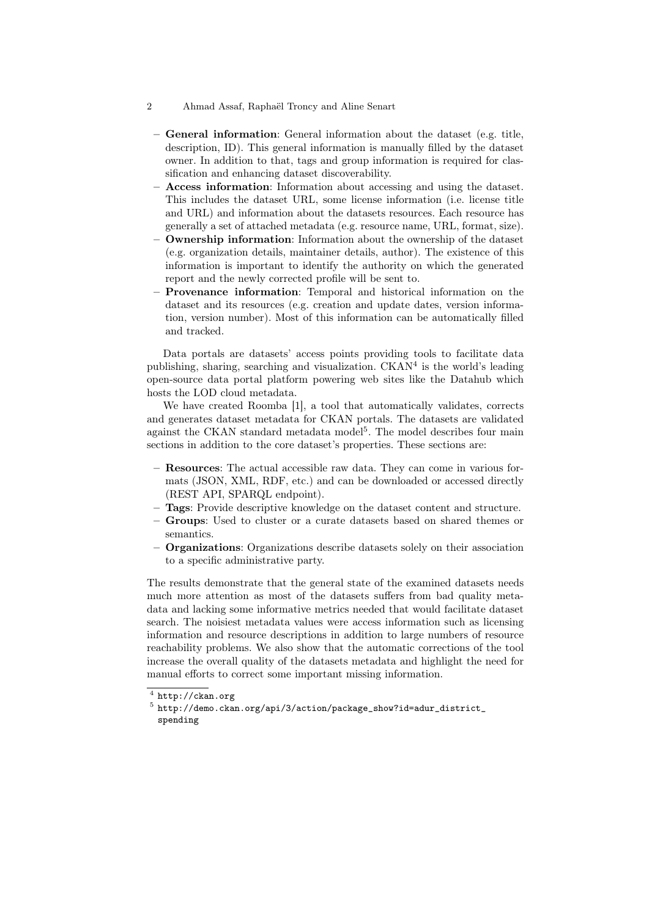- **General information**: General information about the dataset (e.g. title, description, ID). This general information is manually filled by the dataset owner. In addition to that, tags and group information is required for classification and enhancing dataset discoverability.
- **Access information**: Information about accessing and using the dataset. This includes the dataset URL, some license information (i.e. license title and URL) and information about the datasets resources. Each resource has generally a set of attached metadata (e.g. resource name, URL, format, size).
- **Ownership information**: Information about the ownership of the dataset (e.g. organization details, maintainer details, author). The existence of this information is important to identify the authority on which the generated report and the newly corrected profile will be sent to.
- **Provenance information**: Temporal and historical information on the dataset and its resources (e.g. creation and update dates, version information, version number). Most of this information can be automatically filled and tracked.

Data portals are datasets' access points providing tools to facilitate data publishing, sharing, searching and visualization. CKAN[4] is the world's leading open-source data portal platform powering web sites like the Datahub which hosts the LOD cloud metadata.

We have created Roomba [1], a tool that automatically validates, corrects and generates dataset metadata for CKAN portals. The datasets are validated against the CKAN standard metadata model[5]. The model describes four main sections in addition to the core dataset's properties. These sections are:

- **Resources**: The actual accessible raw data. They can come in various formats (JSON, XML, RDF, etc.) and can be downloaded or accessed directly (REST API, SPARQL endpoint).
- **Tags**: Provide descriptive knowledge on the dataset content and structure.
- **Groups**: Used to cluster or a curate datasets based on shared themes or semantics.
- **Organizations**: Organizations describe datasets solely on their association to a specific administrative party.

The results demonstrate that the general state of the examined datasets needs much more attention as most of the datasets suffers from bad quality metadata and lacking some informative metrics needed that would facilitate dataset search. The noisiest metadata values were access information such as licensing information and resource descriptions in addition to large numbers of resource reachability problems. We also show that the automatic corrections of the tool increase the overall quality of the datasets metadata and highlight the need for manual efforts to correct some important missing information.

[4] http://ckan.org

[5] http://demo.ckan.org/api/3/action/package_show?id=adur_district_spending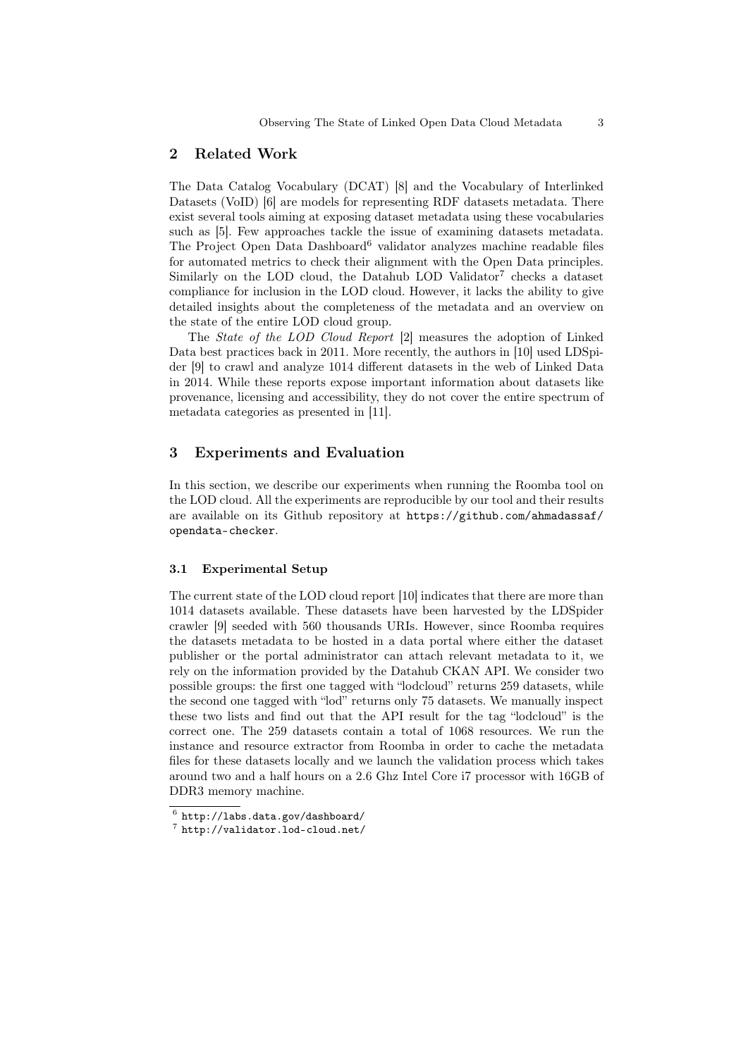## 2 Related Work

The Data Catalog Vocabulary (DCAT) [8] and the Vocabulary of Interlinked Datasets (VoID) [6] are models for representing RDF datasets metadata. There exist several tools aiming at exposing dataset metadata using these vocabularies such as [5]. Few approaches tackle the issue of examining datasets metadata. The Project Open Data Dashboard[6] validator analyzes machine readable files for automated metrics to check their alignment with the Open Data principles. Similarly on the LOD cloud, the Datahub LOD Validator[7] checks a dataset compliance for inclusion in the LOD cloud. However, it lacks the ability to give detailed insights about the completeness of the metadata and an overview on the state of the entire LOD cloud group.

The *State of the LOD Cloud Report* [2] measures the adoption of Linked Data best practices back in 2011. More recently, the authors in [10] used LDSpider [9] to crawl and analyze 1014 different datasets in the web of Linked Data in 2014. While these reports expose important information about datasets like provenance, licensing and accessibility, they do not cover the entire spectrum of metadata categories as presented in [11].

## 3 Experiments and Evaluation

In this section, we describe our experiments when running the Roomba tool on the LOD cloud. All the experiments are reproducible by our tool and their results are available on its Github repository at `https://github.com/ahmadassaf/opendata-checker`.

### 3.1 Experimental Setup

The current state of the LOD cloud report [10] indicates that there are more than 1014 datasets available. These datasets have been harvested by the LDSpider crawler [9] seeded with 560 thousands URIs. However, since Roomba requires the datasets metadata to be hosted in a data portal where either the dataset publisher or the portal administrator can attach relevant metadata to it, we rely on the information provided by the Datahub CKAN API. We consider two possible groups: the first one tagged with "lodcloud" returns 259 datasets, while the second one tagged with "lod" returns only 75 datasets. We manually inspect these two lists and find out that the API result for the tag "lodcloud" is the correct one. The 259 datasets contain a total of 1068 resources. We run the instance and resource extractor from Roomba in order to cache the metadata files for these datasets locally and we launch the validation process which takes around two and a half hours on a 2.6 Ghz Intel Core i7 processor with 16GB of DDR3 memory machine.

[6] `http://labs.data.gov/dashboard/`

[7] `http://validator.lod-cloud.net/`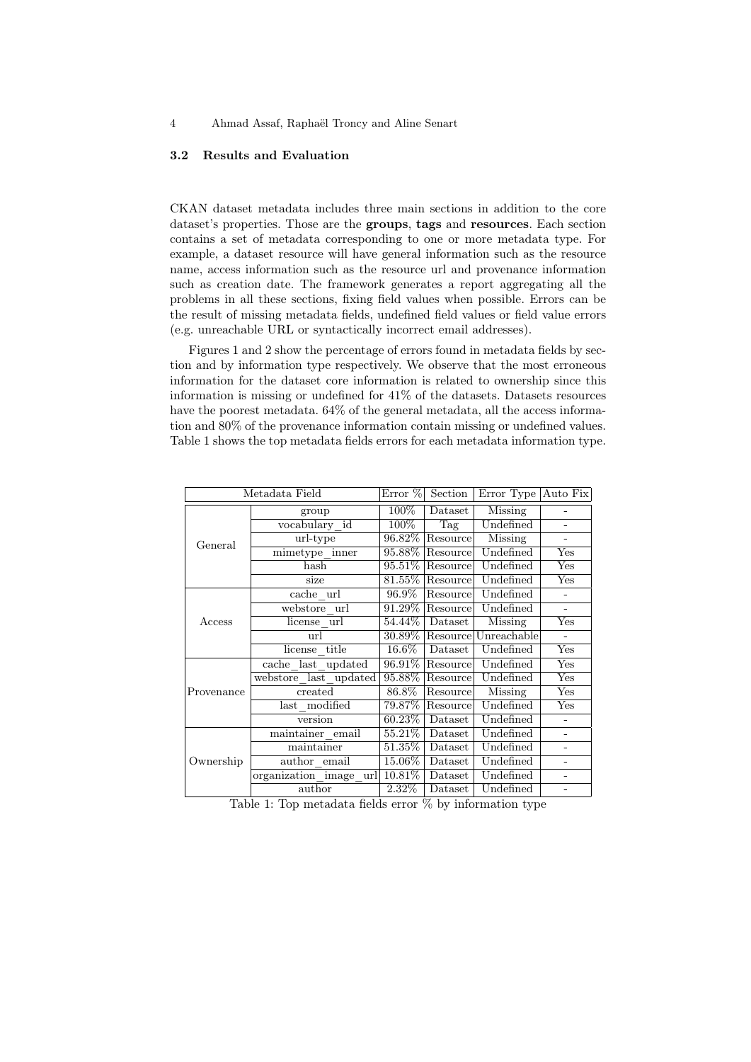### 3.2 Results and Evaluation

CKAN dataset metadata includes three main sections in addition to the core dataset's properties. Those are the **groups**, **tags** and **resources**. Each section contains a set of metadata corresponding to one or more metadata type. For example, a dataset resource will have general information such as the resource name, access information such as the resource url and provenance information such as creation date. The framework generates a report aggregating all the problems in all these sections, fixing field values when possible. Errors can be the result of missing metadata fields, undefined field values or field value errors (e.g. unreachable URL or syntactically incorrect email addresses).

Figures 1 and 2 show the percentage of errors found in metadata fields by section and by information type respectively. We observe that the most erroneous information for the dataset core information is related to ownership since this information is missing or undefined for 41% of the datasets. Datasets resources have the poorest metadata. 64% of the general metadata, all the access information and 80% of the provenance information contain missing or undefined values. Table 1 shows the top metadata fields errors for each metadata information type.

| Metadata Field | | Error % | Section | Error Type | Auto Fix |
|---|---|---|---|---|---|
| General | group | 100% | Dataset | Missing | - |
| | vocabulary_id | 100% | Tag | Undefined | - |
| | url-type | 96.82% | Resource | Missing | - |
| | mimetype_inner | 95.88% | Resource | Undefined | Yes |
| | hash | 95.51% | Resource | Undefined | Yes |
| | size | 81.55% | Resource | Undefined | Yes |
| Access | cache_url | 96.9% | Resource | Undefined | - |
| | webstore_url | 91.29% | Resource | Undefined | - |
| | license_url | 54.44% | Dataset | Missing | Yes |
| | url | 30.89% | Resource | Unreachable | - |
| | license_title | 16.6% | Dataset | Undefined | Yes |
| Provenance | cache_last_updated | 96.91% | Resource | Undefined | Yes |
| | webstore_last_updated | 95.88% | Resource | Undefined | Yes |
| | created | 86.8% | Resource | Missing | Yes |
| | last_modified | 79.87% | Resource | Undefined | Yes |
| | version | 60.23% | Dataset | Undefined | - |
| Ownership | maintainer_email | 55.21% | Dataset | Undefined | - |
| | maintainer | 51.35% | Dataset | Undefined | - |
| | author_email | 15.06% | Dataset | Undefined | - |
| | organization_image_url | 10.81% | Dataset | Undefined | - |
| | author | 2.32% | Dataset | Undefined | - |

Table 1: Top metadata fields error % by information type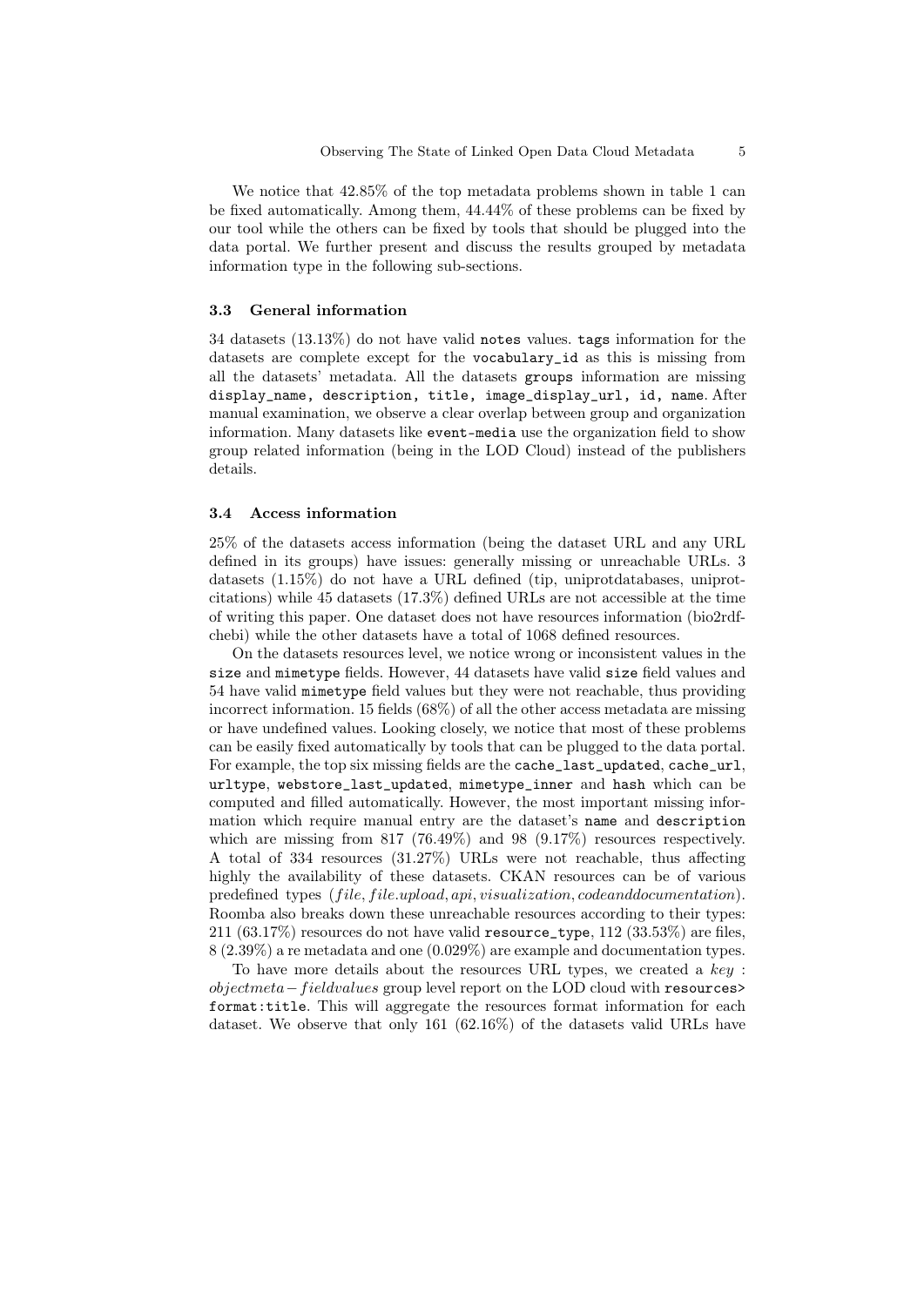We notice that 42.85% of the top metadata problems shown in table 1 can be fixed automatically. Among them, 44.44% of these problems can be fixed by our tool while the others can be fixed by tools that should be plugged into the data portal. We further present and discuss the results grouped by metadata information type in the following sub-sections.

### 3.3 General information

34 datasets (13.13%) do not have valid `notes` values. `tags` information for the datasets are complete except for the `vocabulary_id` as this is missing from all the datasets' metadata. All the datasets `groups` information are missing `display_name, description, title, image_display_url, id, name`. After manual examination, we observe a clear overlap between group and organization information. Many datasets like `event-media` use the organization field to show group related information (being in the LOD Cloud) instead of the publishers details.

### 3.4 Access information

25% of the datasets access information (being the dataset URL and any URL defined in its groups) have issues: generally missing or unreachable URLs. 3 datasets (1.15%) do not have a URL defined (tip, uniprotdatabases, uniprot-citations) while 45 datasets (17.3%) defined URLs are not accessible at the time of writing this paper. One dataset does not have resources information (bio2rdf-chebi) while the other datasets have a total of 1068 defined resources.

On the datasets resources level, we notice wrong or inconsistent values in the `size` and `mimetype` fields. However, 44 datasets have valid `size` field values and 54 have valid `mimetype` field values but they were not reachable, thus providing incorrect information. 15 fields (68%) of all the other access metadata are missing or have undefined values. Looking closely, we notice that most of these problems can be easily fixed automatically by tools that can be plugged to the data portal. For example, the top six missing fields are the `cache_last_updated`, `cache_url`, `urltype`, `webstore_last_updated`, `mimetype_inner` and `hash` which can be computed and filled automatically. However, the most important missing information which require manual entry are the dataset's `name` and `description` which are missing from 817 (76.49%) and 98 (9.17%) resources respectively. A total of 334 resources (31.27%) URLs were not reachable, thus affecting highly the availability of these datasets. CKAN resources can be of various predefined types ($file, file.upload, api, visualization, codeanddocumentation$). Roomba also breaks down these unreachable resources according to their types: 211 (63.17%) resources do not have valid `resource_type`, 112 (33.53%) are files, 8 (2.39%) a re metadata and one (0.029%) are example and documentation types.

To have more details about the resources URL types, we created a $key : objectmeta - fieldvalues$ group level report on the LOD cloud with `resources>format:title`. This will aggregate the resources format information for each dataset. We observe that only 161 (62.16%) of the datasets valid URLs have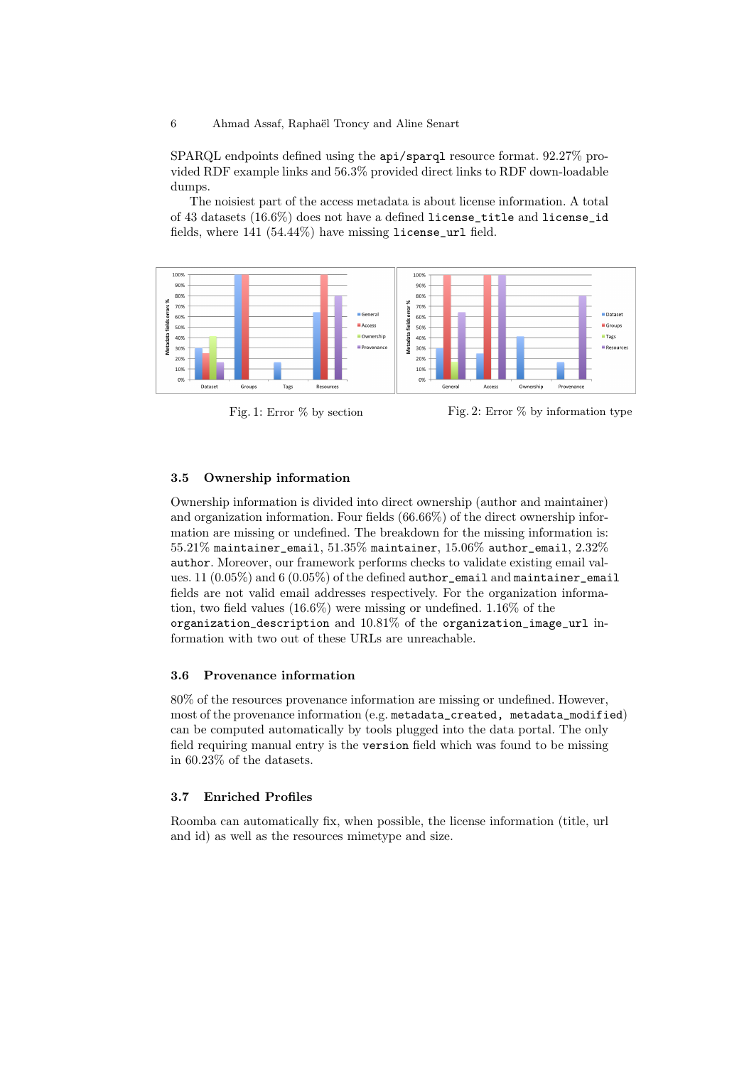SPARQL endpoints defined using the `api/sparql` resource format. 92.27% provided RDF example links and 56.3% provided direct links to RDF down-loadable dumps.

The noisiest part of the access metadata is about license information. A total of 43 datasets (16.6%) does not have a defined `license_title` and `license_id` fields, where 141 (54.44%) have missing `license_url` field.

Fig. 1: Error % by section

Fig. 2: Error % by information type

### 3.5 Ownership information

Ownership information is divided into direct ownership (author and maintainer) and organization information. Four fields (66.66%) of the direct ownership information are missing or undefined. The breakdown for the missing information is: 55.21% `maintainer_email`, 51.35% `maintainer`, 15.06% `author_email`, 2.32% `author`. Moreover, our framework performs checks to validate existing email values. 11 (0.05%) and 6 (0.05%) of the defined `author_email` and `maintainer_email` fields are not valid email addresses respectively. For the organization information, two field values (16.6%) were missing or undefined. 1.16% of the `organization_description` and 10.81% of the `organization_image_url` information with two out of these URLs are unreachable.

### 3.6 Provenance information

80% of the resources provenance information are missing or undefined. However, most of the provenance information (e.g. `metadata_created, metadata_modified`) can be computed automatically by tools plugged into the data portal. The only field requiring manual entry is the `version` field which was found to be missing in 60.23% of the datasets.

### 3.7 Enriched Profiles

Roomba can automatically fix, when possible, the license information (title, url and id) as well as the resources mimetype and size.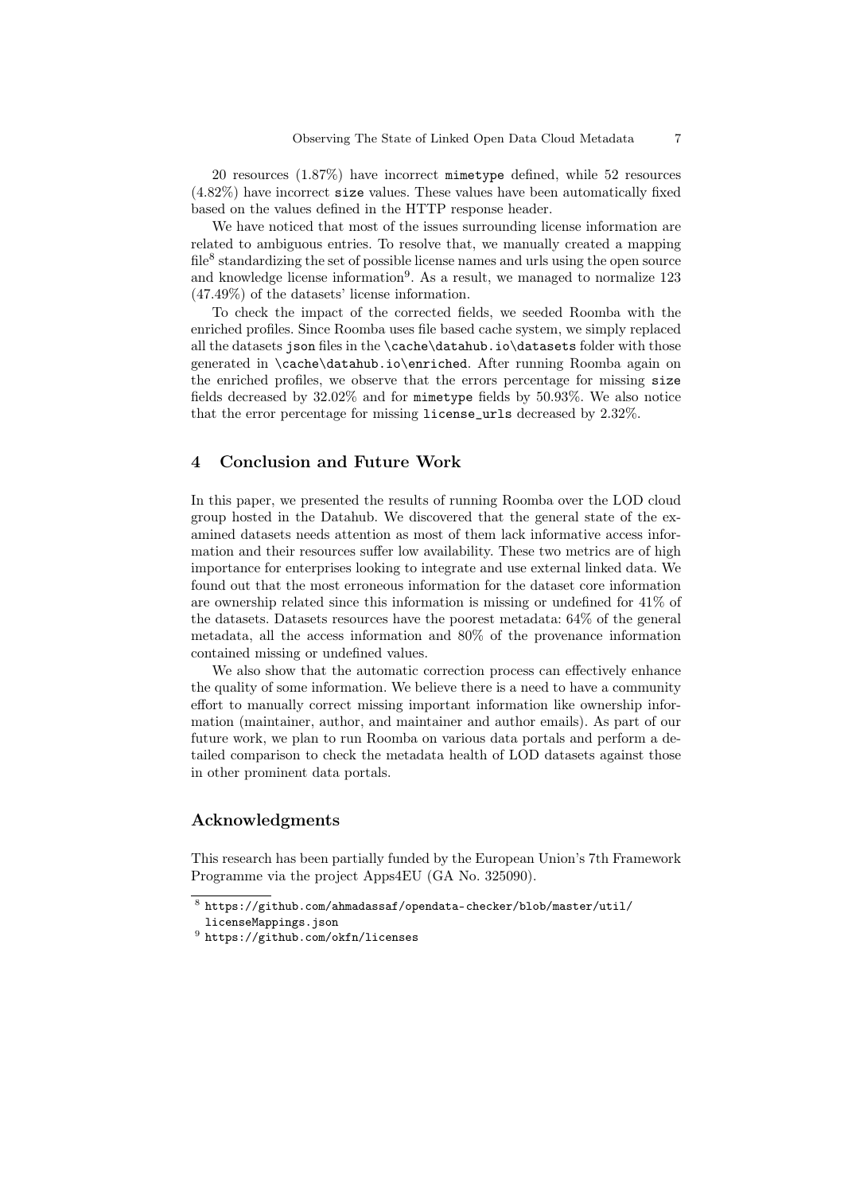20 resources (1.87%) have incorrect `mimetype` defined, while 52 resources (4.82%) have incorrect `size` values. These values have been automatically fixed based on the values defined in the HTTP response header.

We have noticed that most of the issues surrounding license information are related to ambiguous entries. To resolve that, we manually created a mapping file[8] standardizing the set of possible license names and urls using the open source and knowledge license information[9]. As a result, we managed to normalize 123 (47.49%) of the datasets' license information.

To check the impact of the corrected fields, we seeded Roomba with the enriched profiles. Since Roomba uses file based cache system, we simply replaced all the datasets `json` files in the `\cache\datahub.io\datasets` folder with those generated in `\cache\datahub.io\enriched`. After running Roomba again on the enriched profiles, we observe that the errors percentage for missing `size` fields decreased by 32.02% and for `mimetype` fields by 50.93%. We also notice that the error percentage for missing `license_urls` decreased by 2.32%.

## 4 Conclusion and Future Work

In this paper, we presented the results of running Roomba over the LOD cloud group hosted in the Datahub. We discovered that the general state of the examined datasets needs attention as most of them lack informative access information and their resources suffer low availability. These two metrics are of high importance for enterprises looking to integrate and use external linked data. We found out that the most erroneous information for the dataset core information are ownership related since this information is missing or undefined for 41% of the datasets. Datasets resources have the poorest metadata: 64% of the general metadata, all the access information and 80% of the provenance information contained missing or undefined values.

We also show that the automatic correction process can effectively enhance the quality of some information. We believe there is a need to have a community effort to manually correct missing important information like ownership information (maintainer, author, and maintainer and author emails). As part of our future work, we plan to run Roomba on various data portals and perform a detailed comparison to check the metadata health of LOD datasets against those in other prominent data portals.

## Acknowledgments

This research has been partially funded by the European Union's 7th Framework Programme via the project Apps4EU (GA No. 325090).

---

[8] `https://github.com/ahmadassaf/opendata-checker/blob/master/util/licenseMappings.json`

[9] `https://github.com/okfn/licenses`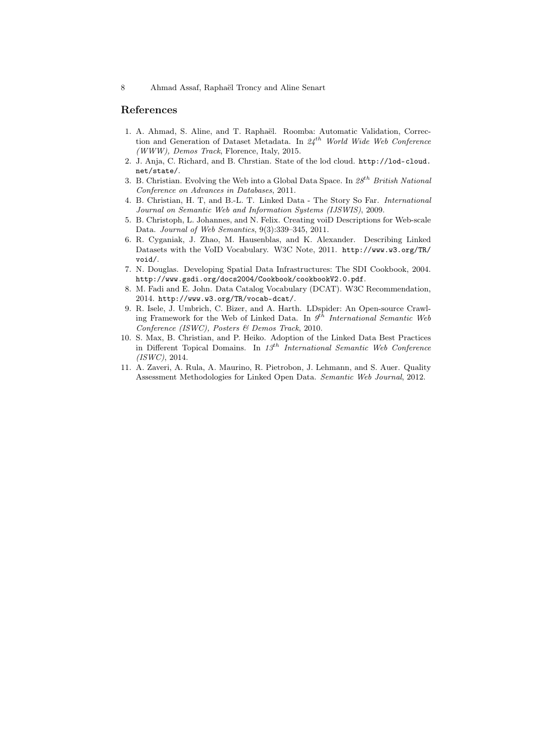## References

1. A. Ahmad, S. Aline, and T. Raphaël. Roomba: Automatic Validation, Correction and Generation of Dataset Metadata. In *24th World Wide Web Conference (WWW), Demos Track*, Florence, Italy, 2015.
2. J. Anja, C. Richard, and B. Chrstian. State of the lod cloud. `http://lod-cloud.net/state/`.
3. B. Christian. Evolving the Web into a Global Data Space. In *28th British National Conference on Advances in Databases*, 2011.
4. B. Christian, H. T, and B.-L. T. Linked Data - The Story So Far. *International Journal on Semantic Web and Information Systems (IJSWIS)*, 2009.
5. B. Christoph, L. Johannes, and N. Felix. Creating voiD Descriptions for Web-scale Data. *Journal of Web Semantics*, 9(3):339–345, 2011.
6. R. Cyganiak, J. Zhao, M. Hausenblas, and K. Alexander. Describing Linked Datasets with the VoID Vocabulary. W3C Note, 2011. `http://www.w3.org/TR/void/`.
7. N. Douglas. Developing Spatial Data Infrastructures: The SDI Cookbook, 2004. `http://www.gsdi.org/docs2004/Cookbook/cookbookV2.0.pdf`.
8. M. Fadi and E. John. Data Catalog Vocabulary (DCAT). W3C Recommendation, 2014. `http://www.w3.org/TR/vocab-dcat/`.
9. R. Isele, J. Umbrich, C. Bizer, and A. Harth. LDspider: An Open-source Crawling Framework for the Web of Linked Data. In *9th International Semantic Web Conference (ISWC), Posters & Demos Track*, 2010.
10. S. Max, B. Christian, and P. Heiko. Adoption of the Linked Data Best Practices in Different Topical Domains. In *13th International Semantic Web Conference (ISWC)*, 2014.
11. A. Zaveri, A. Rula, A. Maurino, R. Pietrobon, J. Lehmann, and S. Auer. Quality Assessment Methodologies for Linked Open Data. *Semantic Web Journal*, 2012.